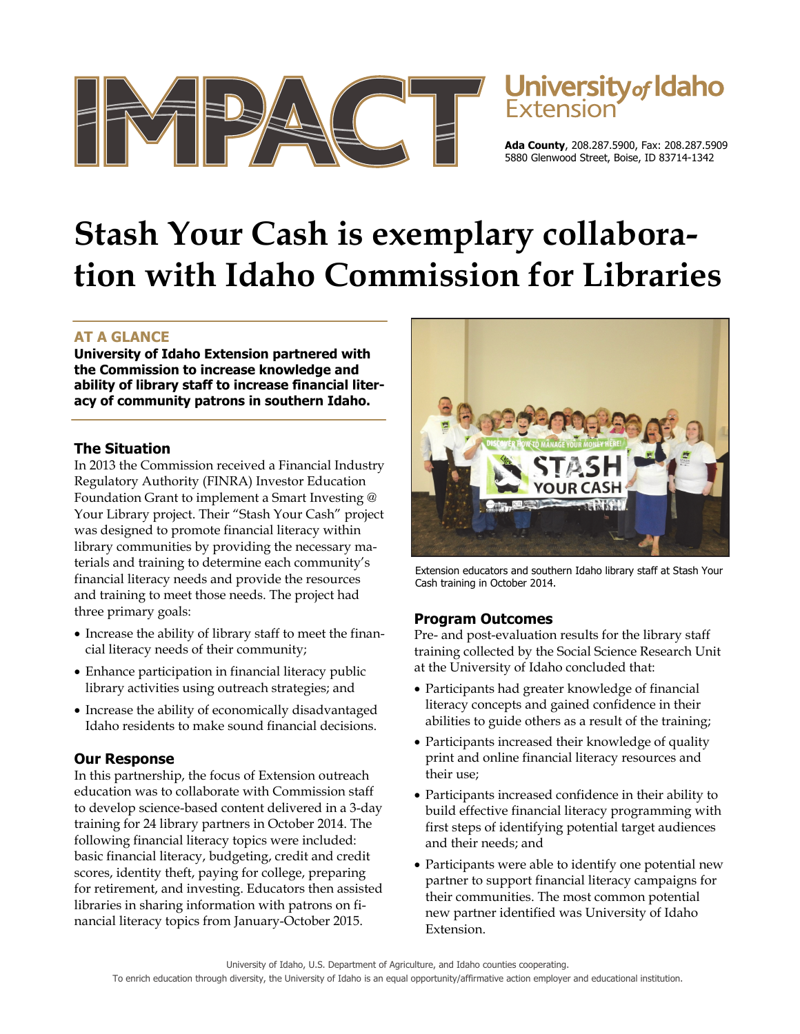IMPACT

University of Idaho Extension

**Ada County**, 208.287.5900, Fax: 208.287.5909
5880 Glenwood Street, Boise, ID 83714-1342

# Stash Your Cash is exemplary collaboration with Idaho Commission for Libraries

## AT A GLANCE

**University of Idaho Extension partnered with the Commission to increase knowledge and ability of library staff to increase financial literacy of community patrons in southern Idaho.**

### The Situation

In 2013 the Commission received a Financial Industry Regulatory Authority (FINRA) Investor Education Foundation Grant to implement a Smart Investing @ Your Library project. Their "Stash Your Cash" project was designed to promote financial literacy within library communities by providing the necessary materials and training to determine each community's financial literacy needs and provide the resources and training to meet those needs. The project had three primary goals:

- Increase the ability of library staff to meet the financial literacy needs of their community;
- Enhance participation in financial literacy public library activities using outreach strategies; and
- Increase the ability of economically disadvantaged Idaho residents to make sound financial decisions.

### Our Response

In this partnership, the focus of Extension outreach education was to collaborate with Commission staff to develop science-based content delivered in a 3-day training for 24 library partners in October 2014. The following financial literacy topics were included: basic financial literacy, budgeting, credit and credit scores, identity theft, paying for college, preparing for retirement, and investing. Educators then assisted libraries in sharing information with patrons on financial literacy topics from January-October 2015.

Extension educators and southern Idaho library staff at Stash Your Cash training in October 2014.

### Program Outcomes

Pre- and post-evaluation results for the library staff training collected by the Social Science Research Unit at the University of Idaho concluded that:

- Participants had greater knowledge of financial literacy concepts and gained confidence in their abilities to guide others as a result of the training;
- Participants increased their knowledge of quality print and online financial literacy resources and their use;
- Participants increased confidence in their ability to build effective financial literacy programming with first steps of identifying potential target audiences and their needs; and
- Participants were able to identify one potential new partner to support financial literacy campaigns for their communities. The most common potential new partner identified was University of Idaho Extension.

University of Idaho, U.S. Department of Agriculture, and Idaho counties cooperating.
To enrich education through diversity, the University of Idaho is an equal opportunity/affirmative action employer and educational institution.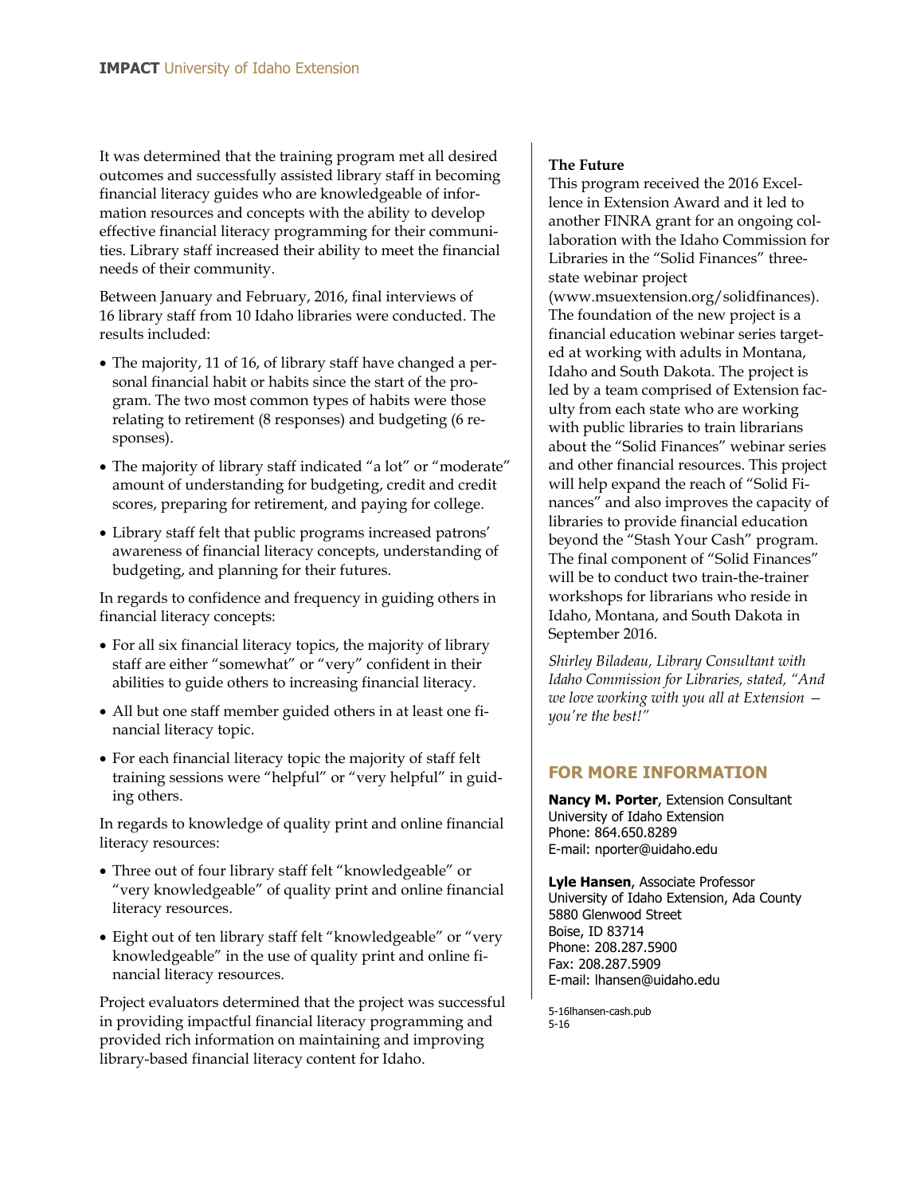It was determined that the training program met all desired outcomes and successfully assisted library staff in becoming financial literacy guides who are knowledgeable of information resources and concepts with the ability to develop effective financial literacy programming for their communities. Library staff increased their ability to meet the financial needs of their community.

Between January and February, 2016, final interviews of 16 library staff from 10 Idaho libraries were conducted. The results included:

- The majority, 11 of 16, of library staff have changed a personal financial habit or habits since the start of the program. The two most common types of habits were those relating to retirement (8 responses) and budgeting (6 responses).
- The majority of library staff indicated "a lot" or "moderate" amount of understanding for budgeting, credit and credit scores, preparing for retirement, and paying for college.
- Library staff felt that public programs increased patrons' awareness of financial literacy concepts, understanding of budgeting, and planning for their futures.

In regards to confidence and frequency in guiding others in financial literacy concepts:

- For all six financial literacy topics, the majority of library staff are either "somewhat" or "very" confident in their abilities to guide others to increasing financial literacy.
- All but one staff member guided others in at least one financial literacy topic.
- For each financial literacy topic the majority of staff felt training sessions were "helpful" or "very helpful" in guiding others.

In regards to knowledge of quality print and online financial literacy resources:

- Three out of four library staff felt "knowledgeable" or "very knowledgeable" of quality print and online financial literacy resources.
- Eight out of ten library staff felt "knowledgeable" or "very knowledgeable" in the use of quality print and online financial literacy resources.

Project evaluators determined that the project was successful in providing impactful financial literacy programming and provided rich information on maintaining and improving library-based financial literacy content for Idaho.

**The Future**

This program received the 2016 Excellence in Extension Award and it led to another FINRA grant for an ongoing collaboration with the Idaho Commission for Libraries in the "Solid Finances" three-state webinar project (www.msuextension.org/solidfinances). The foundation of the new project is a financial education webinar series targeted at working with adults in Montana, Idaho and South Dakota. The project is led by a team comprised of Extension faculty from each state who are working with public libraries to train librarians about the "Solid Finances" webinar series and other financial resources. This project will help expand the reach of "Solid Finances" and also improves the capacity of libraries to provide financial education beyond the "Stash Your Cash" program. The final component of "Solid Finances" will be to conduct two train-the-trainer workshops for librarians who reside in Idaho, Montana, and South Dakota in September 2016.

*Shirley Biladeau, Library Consultant with Idaho Commission for Libraries, stated, "And we love working with you all at Extension — you're the best!"*

## FOR MORE INFORMATION

**Nancy M. Porter**, Extension Consultant
University of Idaho Extension
Phone: 864.650.8289
E-mail: nporter@uidaho.edu

**Lyle Hansen**, Associate Professor
University of Idaho Extension, Ada County
5880 Glenwood Street
Boise, ID 83714
Phone: 208.287.5900
Fax: 208.287.5909
E-mail: lhansen@uidaho.edu

5-16lhansen-cash.pub
5-16